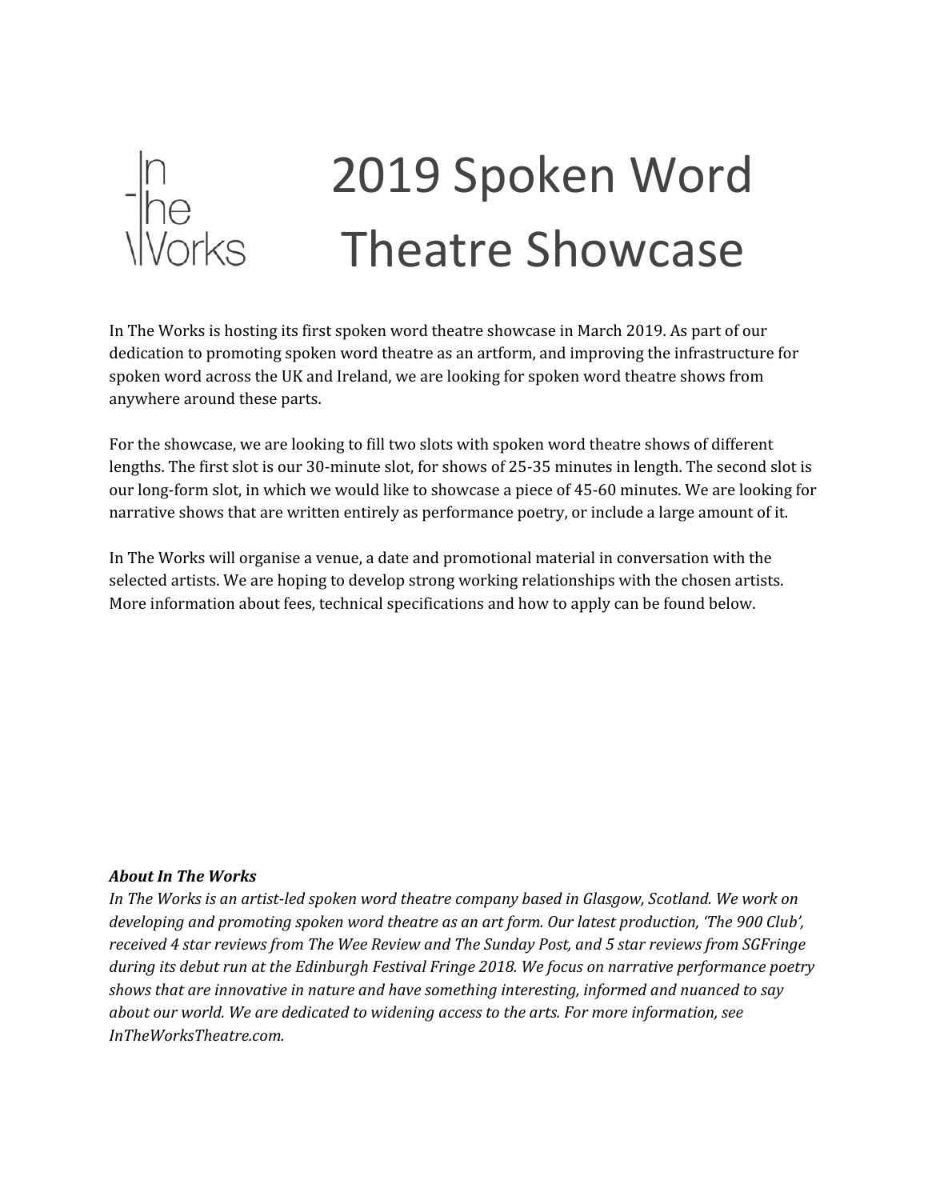In The Works

# 2019 Spoken Word Theatre Showcase

In The Works is hosting its first spoken word theatre showcase in March 2019. As part of our dedication to promoting spoken word theatre as an artform, and improving the infrastructure for spoken word across the UK and Ireland, we are looking for spoken word theatre shows from anywhere around these parts.

For the showcase, we are looking to fill two slots with spoken word theatre shows of different lengths. The first slot is our 30-minute slot, for shows of 25-35 minutes in length. The second slot is our long-form slot, in which we would like to showcase a piece of 45-60 minutes. We are looking for narrative shows that are written entirely as performance poetry, or include a large amount of it.

In The Works will organise a venue, a date and promotional material in conversation with the selected artists. We are hoping to develop strong working relationships with the chosen artists. More information about fees, technical specifications and how to apply can be found below.

***About In The Works***

*In The Works is an artist-led spoken word theatre company based in Glasgow, Scotland. We work on developing and promoting spoken word theatre as an art form. Our latest production, 'The 900 Club', received 4 star reviews from The Wee Review and The Sunday Post, and 5 star reviews from SGFringe during its debut run at the Edinburgh Festival Fringe 2018. We focus on narrative performance poetry shows that are innovative in nature and have something interesting, informed and nuanced to say about our world. We are dedicated to widening access to the arts. For more information, see InTheWorksTheatre.com.*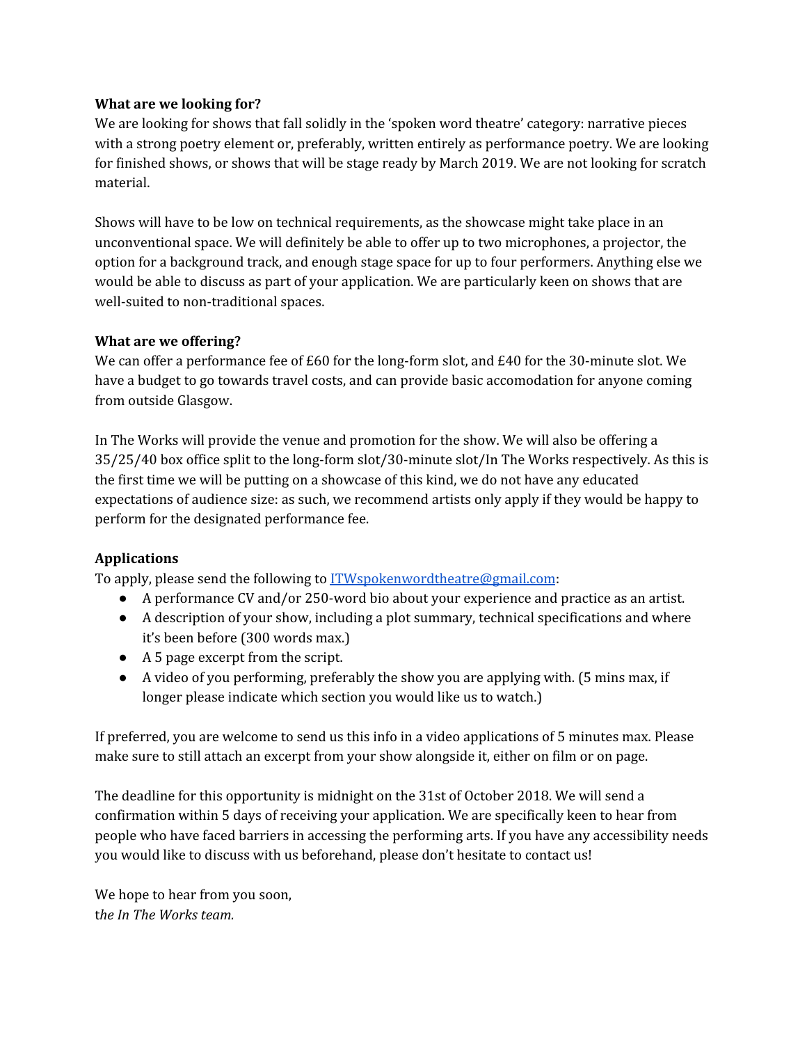**What are we looking for?**
We are looking for shows that fall solidly in the 'spoken word theatre' category: narrative pieces with a strong poetry element or, preferably, written entirely as performance poetry. We are looking for finished shows, or shows that will be stage ready by March 2019. We are not looking for scratch material.

Shows will have to be low on technical requirements, as the showcase might take place in an unconventional space. We will definitely be able to offer up to two microphones, a projector, the option for a background track, and enough stage space for up to four performers. Anything else we would be able to discuss as part of your application. We are particularly keen on shows that are well-suited to non-traditional spaces.

**What are we offering?**
We can offer a performance fee of £60 for the long-form slot, and £40 for the 30-minute slot. We have a budget to go towards travel costs, and can provide basic accomodation for anyone coming from outside Glasgow.

In The Works will provide the venue and promotion for the show. We will also be offering a 35/25/40 box office split to the long-form slot/30-minute slot/In The Works respectively. As this is the first time we will be putting on a showcase of this kind, we do not have any educated expectations of audience size: as such, we recommend artists only apply if they would be happy to perform for the designated performance fee.

**Applications**
To apply, please send the following to [ITWspokenwordtheatre@gmail.com](mailto:ITWspokenwordtheatre@gmail.com):

- A performance CV and/or 250-word bio about your experience and practice as an artist.
- A description of your show, including a plot summary, technical specifications and where it's been before (300 words max.)
- A 5 page excerpt from the script.
- A video of you performing, preferably the show you are applying with. (5 mins max, if longer please indicate which section you would like us to watch.)

If preferred, you are welcome to send us this info in a video applications of 5 minutes max. Please make sure to still attach an excerpt from your show alongside it, either on film or on page.

The deadline for this opportunity is midnight on the 31st of October 2018. We will send a confirmation within 5 days of receiving your application. We are specifically keen to hear from people who have faced barriers in accessing the performing arts. If you have any accessibility needs you would like to discuss with us beforehand, please don't hesitate to contact us!

We hope to hear from you soon,
t*he In The Works team.*